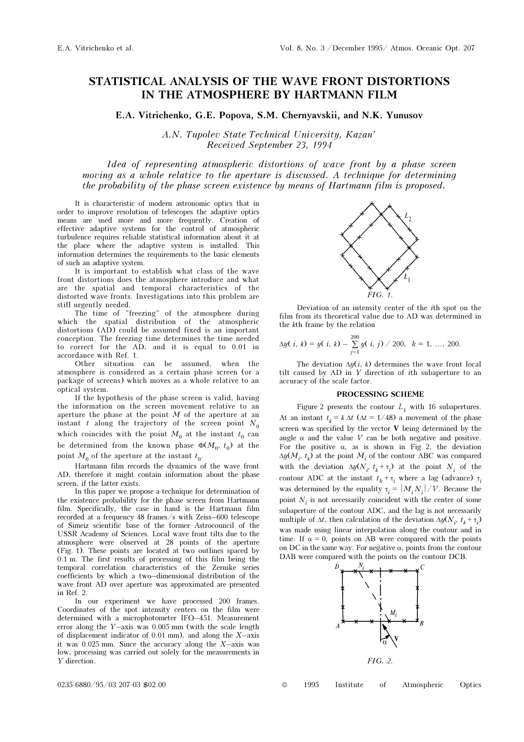# STATISTICAL ANALYSIS OF THE WAVE FRONT DISTORTIONS IN THE ATMOSPHERE BY HARTMANN FILM

**E.A. Vitrichenko, G.E. Popova, S.M. Chernyavskii, and N.K. Yunusov**

*A.N. Tupolev State Technical University, Kazan'*
*Received September 23, 1994*

*Idea of representing atmospheric distortions of wave front by a phase screen moving as a whole relative to the aperture is discussed. A technique for determining the probability of the phase screen existence by means of Hartmann film is proposed.*

It is characteristic of modern astronomic optics that in order to improve resolution of telescopes the adaptive optics means are used more and more frequently. Creation of effective adaptive systems for the control of atmospheric turbulence requires reliable statistical information about it at the place where the adaptive system is installed. This information determines the requirements to the basic elements of such an adaptive system.

It is important to establish what class of the wave front distortions does the atmosphere introduce and what are the spatial and temporal characteristics of the distorted wave fronts. Investigations into this problem are still urgently needed.

The time of "freezing" of the atmosphere during which the spatial distribution of the atmospheric distortions (AD) could be assumed fixed is an important conception. The freezing time determines the time needed to correct for the AD, and it is equal to 0.01 in accordance with Ref. 1.

Other situation can be assumed, when the atmosphere is considered as a certain phase screen (or a package of screens) which moves as a whole relative to an optical system.

If the hypothesis of the phase screen is valid, having the information on the screen movement relative to an aperture the phase at the point $M$ of the aperture at an instant $t$ along the trajectory of the screen point $N_0$ which coincides with the point $M_0$ at the instant $t_0$ can be determined from the known phase $\Phi(M_0, t_0)$ at the point $M_0$ of the aperture at the instant $t_0$.

Hartmann film records the dynamics of the wave front AD, therefore it might contain information about the phase screen, if the latter exists.

In this paper we propose a technique for determination of the existence probability for the phase screen from Hartmann film. Specifically, the case in hand is the Hartmann film recorded at a frequency 48 frames/s with Zeiss–600 telescope of Simeiz scientific base of the former Astrocouncil of the USSR Academy of Sciences. Local wave front tilts due to the atmosphere were observed at 28 points of the aperture (Fig. 1). These points are located at two outlines spaced by 0.1 m. The first results of processing of this film being the temporal correlation characteristics of the Zernike series coefficients by which a two–dimensional distribution of the wave front AD over aperture was approximated are presented in Ref. 2.

In our experiment we have processed 200 frames. Coordinates of the spot intensity centers on the film were determined with a microphotometer IFO–451. Measurement error along the $Y$–axis was 0.005 mm (with the scale length of displacement indicator of 0.01 mm), and along the $X$–axis it was 0.025 mm. Since the accuracy along the $X$–axis was low, processing was carried out solely for the measurements in $Y$ direction.

*FIG. 1.*

Deviation of an intensity center of the $i$th spot on the film from its theoretical value due to AD was determined in the $k$th frame by the relation

$$\Delta y(i,\ k) = y(i,\ k) - \sum_{j=1}^{200} y(i,\ j)\ /\ 200, \quad k = 1,\ \ldots,\ 200.$$

The deviation $\Delta y(i, k)$ determines the wave front local tilt caused by AD in $Y$ direction of $i$th subaperture to an accuracy of the scale factor.

## PROCESSING SCHEME

Figure 2 presents the contour $L_1$ with 16 subapertures. At an instant $t_k = k\,\Delta t$ ($\Delta t = 1/48$) a movement of the phase screen was specified by the vector **V** being determined by the angle $\alpha$ and the value $V$ can be both negative and positive. For the positive $\alpha$, as is shown in Fig. 2, the deviation $\Delta y(M_i, t_k)$ at the point $M_i$ of the contour ABC was compared with the deviation $\Delta y(N_i, t_k + \tau_i)$ at the point $N_i$ of the contour ADC at the instant $t_k + \tau_i$ where a lag (advance) $\tau_i$ was determined by the equality $\tau_i = |M_i N_i|/V$. Because the point $N_i$ is not necessarily coincident with the center of some subaperture of the contour ADC, and the lag is not necessarily multiple of $\Delta t$, then calculation of the deviation $\Delta y(N_i, t_k + \tau_i)$ was made using linear interpolation along the contour and in time. If $\alpha = 0$, points on AB were compared with the points on DC in the same way. For negative $\alpha$, points from the contour DAB were compared with the points on the contour DCB.

*FIG. 2.*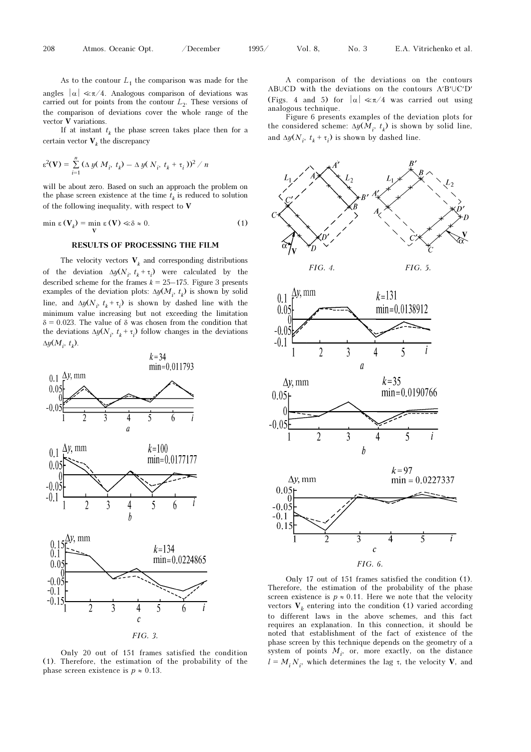As to the contour $L_1$ the comparison was made for the angles $|\alpha| \ll \pi/4$. Analogous comparison of deviations was carried out for points from the contour $L_2$. These versions of the comparison of deviations cover the whole range of the vector **V** variations.

If at instant $t_k$ the phase screen takes place then for a certain vector $\mathbf{V}_k$ the discrepancy

$$\varepsilon^2(\mathbf{V}) = \sum_{i=1}^{n} (\Delta\, y(\, M_i,\, t_k) - \Delta\, y(\, N_i,\, t_k + \tau_i\, ))^2\, /\, n$$

will be about zero. Based on such an approach the problem on the phase screen existence at the time $t_k$ is reduced to solution of the following inequality, with respect to **V**

$$\min\, \varepsilon\, (\mathbf{V}_k) = \min_{\mathbf{V}}\, \varepsilon\, (\mathbf{V}) \ll \delta \approx 0. \qquad (1)$$

## RESULTS OF PROCESSING THE FILM

The velocity vectors $\mathbf{V}_k$ and corresponding distributions of the deviation $\Delta y(N_i,\, t_k + \tau_i)$ were calculated by the described scheme for the frames $k = 25$–$175$. Figure 3 presents examples of the deviation plots: $\Delta y(M_i,\, t_k)$ is shown by solid line, and $\Delta y(N_i,\, t_k + \tau_i)$ is shown by dashed line with the minimum value increasing but not exceeding the limitation $\delta = 0.023$. The value of $\delta$ was chosen from the condition that the deviations $\Delta y(N_i,\, t_k + \tau_i)$ follow changes in the deviations $\Delta y(M_i,\, t_k)$.

FIG. 3.

Only 20 out of 151 frames satisfied the condition (1). Therefore, the estimation of the probability of the phase screen existence is $p \approx 0.13$.

A comparison of the deviations on the contours AB∪CD with the deviations on the contours A′B′∪C′D′ (Figs. 4 and 5) for $|\alpha| \ll \pi/4$ was carried out using analogous technique.

Figure 6 presents examples of the deviation plots for the considered scheme: $\Delta y(M_i,\, t_k)$ is shown by solid line, and $\Delta y(N_i,\, t_k + \tau_i)$ is shown by dashed line.

FIG. 4. FIG. 5.

FIG. 6.

Only 17 out of 151 frames satisfied the condition (1). Therefore, the estimation of the probability of the phase screen existence is $p \approx 0.11$. Here we note that the velocity vectors $\mathbf{V}_k$ entering into the condition (1) varied according to different laws in the above schemes, and this fact requires an explanation. In this connection, it should be noted that establishment of the fact of existence of the phase screen by this technique depends on the geometry of a system of points $M_i$, or, more exactly, on the distance $l = M_i N_i$, which determines the lag $\tau$, the velocity **V**, and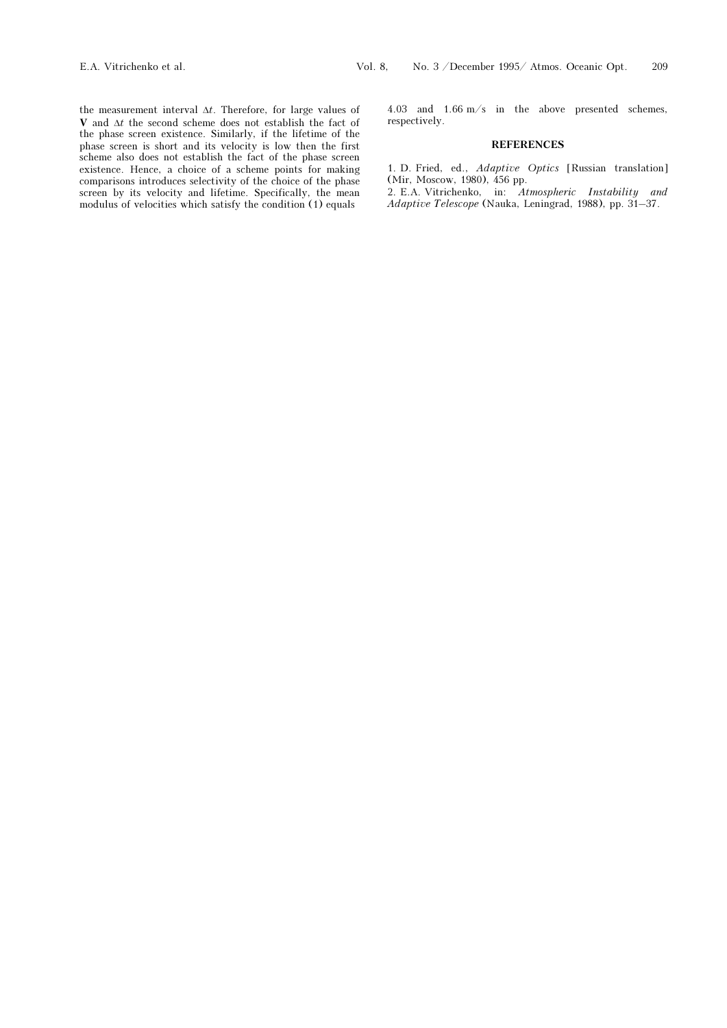the measurement interval $\Delta t$. Therefore, for large values of $\mathbf{V}$ and $\Delta t$ the second scheme does not establish the fact of the phase screen existence. Similarly, if the lifetime of the phase screen is short and its velocity is low then the first scheme also does not establish the fact of the phase screen existence. Hence, a choice of a scheme points for making comparisons introduces selectivity of the choice of the phase screen by its velocity and lifetime. Specifically, the mean modulus of velocities which satisfy the condition (1) equals 4.03 and 1.66 m/s in the above presented schemes, respectively.

## REFERENCES

1. D. Fried, ed., *Adaptive Optics* [Russian translation] (Mir, Moscow, 1980), 456 pp.
2. E.A. Vitrichenko, in: *Atmospheric Instability and Adaptive Telescope* (Nauka, Leningrad, 1988), pp. 31–37.